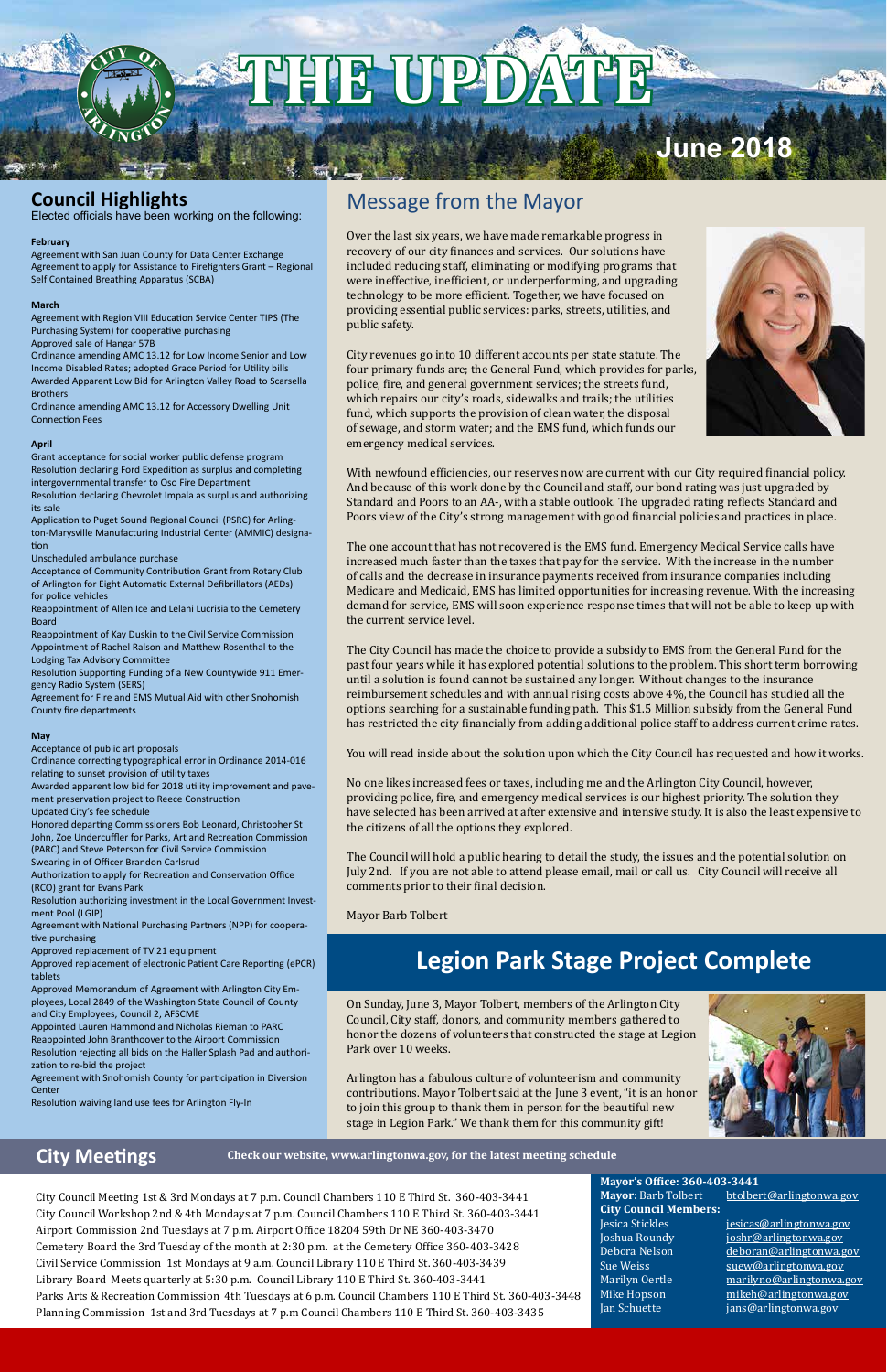# THE UPDATE

**June 2018**

## Council Highlights

Elected officials have been working on the following:

**February**

Agreement with San Juan County for Data Center Exchange
Agreement to apply for Assistance to Firefighters Grant – Regional Self Contained Breathing Apparatus (SCBA)

**March**

Agreement with Region VIII Education Service Center TIPS (The Purchasing System) for cooperative purchasing
Approved sale of Hangar 57B
Ordinance amending AMC 13.12 for Low Income Senior and Low Income Disabled Rates; adopted Grace Period for Utility bills
Awarded Apparent Low Bid for Arlington Valley Road to Scarsella Brothers
Ordinance amending AMC 13.12 for Accessory Dwelling Unit Connection Fees

**April**

Grant acceptance for social worker public defense program
Resolution declaring Ford Expedition as surplus and completing intergovernmental transfer to Oso Fire Department
Resolution declaring Chevrolet Impala as surplus and authorizing its sale
Application to Puget Sound Regional Council (PSRC) for Arlington-Marysville Manufacturing Industrial Center (AMMIC) designation
Unscheduled ambulance purchase
Acceptance of Community Contribution Grant from Rotary Club of Arlington for Eight Automatic External Defibrillators (AEDs) for police vehicles
Reappointment of Allen Ice and Lelani Lucrisia to the Cemetery Board
Reappointment of Kay Duskin to the Civil Service Commission
Appointment of Rachel Ralson and Matthew Rosenthal to the Lodging Tax Advisory Committee
Resolution Supporting Funding of a New Countywide 911 Emergency Radio System (SERS)
Agreement for Fire and EMS Mutual Aid with other Snohomish County fire departments

**May**

Acceptance of public art proposals
Ordinance correcting typographical error in Ordinance 2014-016 relating to sunset provision of utility taxes
Awarded apparent low bid for 2018 utility improvement and pavement preservation project to Reece Construction
Updated City's fee schedule
Honored departing Commissioners Bob Leonard, Christopher St John, Zoe Undercuffler for Parks, Art and Recreation Commission (PARC) and Steve Peterson for Civil Service Commission
Swearing in of Officer Brandon Carlsrud
Authorization to apply for Recreation and Conservation Office (RCO) grant for Evans Park
Resolution authorizing investment in the Local Government Investment Pool (LGIP)
Agreement with National Purchasing Partners (NPP) for cooperative purchasing
Approved replacement of TV 21 equipment
Approved replacement of electronic Patient Care Reporting (ePCR) tablets
Approved Memorandum of Agreement with Arlington City Employees, Local 2849 of the Washington State Council of County and City Employees, Council 2, AFSCME
Appointed Lauren Hammond and Nicholas Rieman to PARC
Reappointed John Branthoover to the Airport Commission
Resolution rejecting all bids on the Haller Splash Pad and authorization to re-bid the project
Agreement with Snohomish County for participation in Diversion Center
Resolution waiving land use fees for Arlington Fly-In

## Message from the Mayor

Over the last six years, we have made remarkable progress in recovery of our city finances and services. Our solutions have included reducing staff, eliminating or modifying programs that were ineffective, inefficient, or underperforming, and upgrading technology to be more efficient. Together, we have focused on providing essential public services: parks, streets, utilities, and public safety.

City revenues go into 10 different accounts per state statute. The four primary funds are; the General Fund, which provides for parks, police, fire, and general government services; the streets fund, which repairs our city's roads, sidewalks and trails; the utilities fund, which supports the provision of clean water, the disposal of sewage, and storm water; and the EMS fund, which funds our emergency medical services.

With newfound efficiencies, our reserves now are current with our City required financial policy. And because of this work done by the Council and staff, our bond rating was just upgraded by Standard and Poors to an AA-, with a stable outlook. The upgraded rating reflects Standard and Poors view of the City's strong management with good financial policies and practices in place.

The one account that has not recovered is the EMS fund. Emergency Medical Service calls have increased much faster than the taxes that pay for the service. With the increase in the number of calls and the decrease in insurance payments received from insurance companies including Medicare and Medicaid, EMS has limited opportunities for increasing revenue. With the increasing demand for service, EMS will soon experience response times that will not be able to keep up with the current service level.

The City Council has made the choice to provide a subsidy to EMS from the General Fund for the past four years while it has explored potential solutions to the problem. This short term borrowing until a solution is found cannot be sustained any longer. Without changes to the insurance reimbursement schedules and with annual rising costs above 4%, the Council has studied all the options searching for a sustainable funding path. This $1.5 Million subsidy from the General Fund has restricted the city financially from adding additional police staff to address current crime rates.

You will read inside about the solution upon which the City Council has requested and how it works.

No one likes increased fees or taxes, including me and the Arlington City Council, however, providing police, fire, and emergency medical services is our highest priority. The solution they have selected has been arrived at after extensive and intensive study. It is also the least expensive to the citizens of all the options they explored.

The Council will hold a public hearing to detail the study, the issues and the potential solution on July 2nd. If you are not able to attend please email, mail or call us. City Council will receive all comments prior to their final decision.

Mayor Barb Tolbert

## Legion Park Stage Project Complete

On Sunday, June 3, Mayor Tolbert, members of the Arlington City Council, City staff, donors, and community members gathered to honor the dozens of volunteers that constructed the stage at Legion Park over 10 weeks.

Arlington has a fabulous culture of volunteerism and community contributions. Mayor Tolbert said at the June 3 event, "it is an honor to join this group to thank them in person for the beautiful new stage in Legion Park." We thank them for this community gift!

## City Meetings

**Check our website, www.arlingtonwa.gov, for the latest meeting schedule**

City Council Meeting 1st & 3rd Mondays at 7 p.m. Council Chambers 110 E Third St. 360-403-3441
City Council Workshop 2nd & 4th Mondays at 7 p.m. Council Chambers 110 E Third St. 360-403-3441
Airport Commission 2nd Tuesdays at 7 p.m. Airport Office 18204 59th Dr NE 360-403-3470
Cemetery Board the 3rd Tuesday of the month at 2:30 p.m. at the Cemetery Office 360-403-3428
Civil Service Commission 1st Mondays at 9 a.m. Council Library 110 E Third St. 360-403-3439
Library Board Meets quarterly at 5:30 p.m. Council Library 110 E Third St. 360-403-3441
Parks Arts & Recreation Commission 4th Tuesdays at 6 p.m. Council Chambers 110 E Third St. 360-403-3448
Planning Commission 1st and 3rd Tuesdays at 7 p.m Council Chambers 110 E Third St. 360-403-3435

**Mayor's Office: 360-403-3441**

**Mayor:** Barb Tolbert btolbert@arlingtonwa.gov

**City Council Members:**

| | |
|---|---|
| Jesica Stickles | jesicas@arlingtonwa.gov |
| Joshua Roundy | joshr@arlingtonwa.gov |
| Debora Nelson | deboran@arlingtonwa.gov |
| Sue Weiss | suew@arlingtonwa.gov |
| Marilyn Oertle | marilyno@arlingtonwa.gov |
| Mike Hopson | mikeh@arlingtonwa.gov |
| Jan Schuette | jans@arlingtonwa.gov |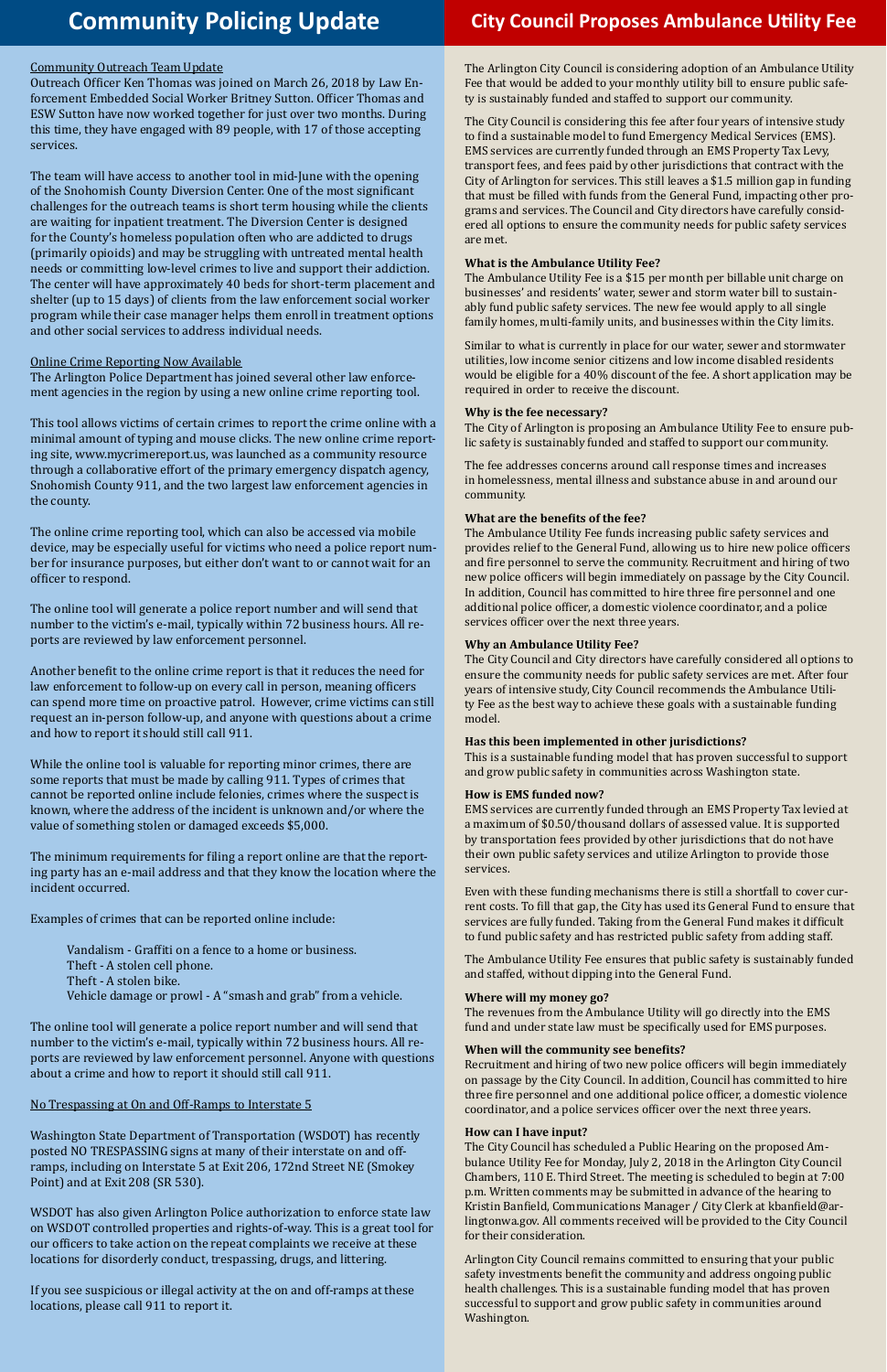# Community Policing Update

Community Outreach Team Update

Outreach Officer Ken Thomas was joined on March 26, 2018 by Law Enforcement Embedded Social Worker Britney Sutton. Officer Thomas and ESW Sutton have now worked together for just over two months. During this time, they have engaged with 89 people, with 17 of those accepting services.

The team will have access to another tool in mid-June with the opening of the Snohomish County Diversion Center. One of the most significant challenges for the outreach teams is short term housing while the clients are waiting for inpatient treatment. The Diversion Center is designed for the County's homeless population often who are addicted to drugs (primarily opioids) and may be struggling with untreated mental health needs or committing low-level crimes to live and support their addiction. The center will have approximately 40 beds for short-term placement and shelter (up to 15 days) of clients from the law enforcement social worker program while their case manager helps them enroll in treatment options and other social services to address individual needs.

Online Crime Reporting Now Available

The Arlington Police Department has joined several other law enforcement agencies in the region by using a new online crime reporting tool.

This tool allows victims of certain crimes to report the crime online with a minimal amount of typing and mouse clicks. The new online crime reporting site, www.mycrimereport.us, was launched as a community resource through a collaborative effort of the primary emergency dispatch agency, Snohomish County 911, and the two largest law enforcement agencies in the county.

The online crime reporting tool, which can also be accessed via mobile device, may be especially useful for victims who need a police report number for insurance purposes, but either don't want to or cannot wait for an officer to respond.

The online tool will generate a police report number and will send that number to the victim's e-mail, typically within 72 business hours. All reports are reviewed by law enforcement personnel.

Another benefit to the online crime report is that it reduces the need for law enforcement to follow-up on every call in person, meaning officers can spend more time on proactive patrol. However, crime victims can still request an in-person follow-up, and anyone with questions about a crime and how to report it should still call 911.

While the online tool is valuable for reporting minor crimes, there are some reports that must be made by calling 911. Types of crimes that cannot be reported online include felonies, crimes where the suspect is known, where the address of the incident is unknown and/or where the value of something stolen or damaged exceeds $5,000.

The minimum requirements for filing a report online are that the reporting party has an e-mail address and that they know the location where the incident occurred.

Examples of crimes that can be reported online include:

- Vandalism - Graffiti on a fence to a home or business.
- Theft - A stolen cell phone.
- Theft - A stolen bike.
- Vehicle damage or prowl - A "smash and grab" from a vehicle.

The online tool will generate a police report number and will send that number to the victim's e-mail, typically within 72 business hours. All reports are reviewed by law enforcement personnel. Anyone with questions about a crime and how to report it should still call 911.

No Trespassing at On and Off-Ramps to Interstate 5

Washington State Department of Transportation (WSDOT) has recently posted NO TRESPASSING signs at many of their interstate on and off-ramps, including on Interstate 5 at Exit 206, 172nd Street NE (Smokey Point) and at Exit 208 (SR 530).

WSDOT has also given Arlington Police authorization to enforce state law on WSDOT controlled properties and rights-of-way. This is a great tool for our officers to take action on the repeat complaints we receive at these locations for disorderly conduct, trespassing, drugs, and littering.

If you see suspicious or illegal activity at the on and off-ramps at these locations, please call 911 to report it.

# City Council Proposes Ambulance Utility Fee

The Arlington City Council is considering adoption of an Ambulance Utility Fee that would be added to your monthly utility bill to ensure public safety is sustainably funded and staffed to support our community.

The City Council is considering this fee after four years of intensive study to find a sustainable model to fund Emergency Medical Services (EMS). EMS services are currently funded through an EMS Property Tax Levy, transport fees, and fees paid by other jurisdictions that contract with the City of Arlington for services. This still leaves a $1.5 million gap in funding that must be filled with funds from the General Fund, impacting other programs and services. The Council and City directors have carefully considered all options to ensure the community needs for public safety services are met.

**What is the Ambulance Utility Fee?**

The Ambulance Utility Fee is a $15 per month per billable unit charge on businesses' and residents' water, sewer and storm water bill to sustainably fund public safety services. The new fee would apply to all single family homes, multi-family units, and businesses within the City limits.

Similar to what is currently in place for our water, sewer and stormwater utilities, low income senior citizens and low income disabled residents would be eligible for a 40% discount of the fee. A short application may be required in order to receive the discount.

**Why is the fee necessary?**

The City of Arlington is proposing an Ambulance Utility Fee to ensure public safety is sustainably funded and staffed to support our community.

The fee addresses concerns around call response times and increases in homelessness, mental illness and substance abuse in and around our community.

**What are the benefits of the fee?**

The Ambulance Utility Fee funds increasing public safety services and provides relief to the General Fund, allowing us to hire new police officers and fire personnel to serve the community. Recruitment and hiring of two new police officers will begin immediately on passage by the City Council. In addition, Council has committed to hire three fire personnel and one additional police officer, a domestic violence coordinator, and a police services officer over the next three years.

**Why an Ambulance Utility Fee?**

The City Council and City directors have carefully considered all options to ensure the community needs for public safety services are met. After four years of intensive study, City Council recommends the Ambulance Utility Fee as the best way to achieve these goals with a sustainable funding model.

**Has this been implemented in other jurisdictions?**

This is a sustainable funding model that has proven successful to support and grow public safety in communities across Washington state.

**How is EMS funded now?**

EMS services are currently funded through an EMS Property Tax levied at a maximum of $0.50/thousand dollars of assessed value. It is supported by transportation fees provided by other jurisdictions that do not have their own public safety services and utilize Arlington to provide those services.

Even with these funding mechanisms there is still a shortfall to cover current costs. To fill that gap, the City has used its General Fund to ensure that services are fully funded. Taking from the General Fund makes it difficult to fund public safety and has restricted public safety from adding staff.

The Ambulance Utility Fee ensures that public safety is sustainably funded and staffed, without dipping into the General Fund.

**Where will my money go?**

The revenues from the Ambulance Utility will go directly into the EMS fund and under state law must be specifically used for EMS purposes.

**When will the community see benefits?**

Recruitment and hiring of two new police officers will begin immediately on passage by the City Council. In addition, Council has committed to hire three fire personnel and one additional police officer, a domestic violence coordinator, and a police services officer over the next three years.

**How can I have input?**

The City Council has scheduled a Public Hearing on the proposed Ambulance Utility Fee for Monday, July 2, 2018 in the Arlington City Council Chambers, 110 E. Third Street. The meeting is scheduled to begin at 7:00 p.m. Written comments may be submitted in advance of the hearing to Kristin Banfield, Communications Manager / City Clerk at kbanfield@arlingtonwa.gov. All comments received will be provided to the City Council for their consideration.

Arlington City Council remains committed to ensuring that your public safety investments benefit the community and address ongoing public health challenges. This is a sustainable funding model that has proven successful to support and grow public safety in communities around Washington.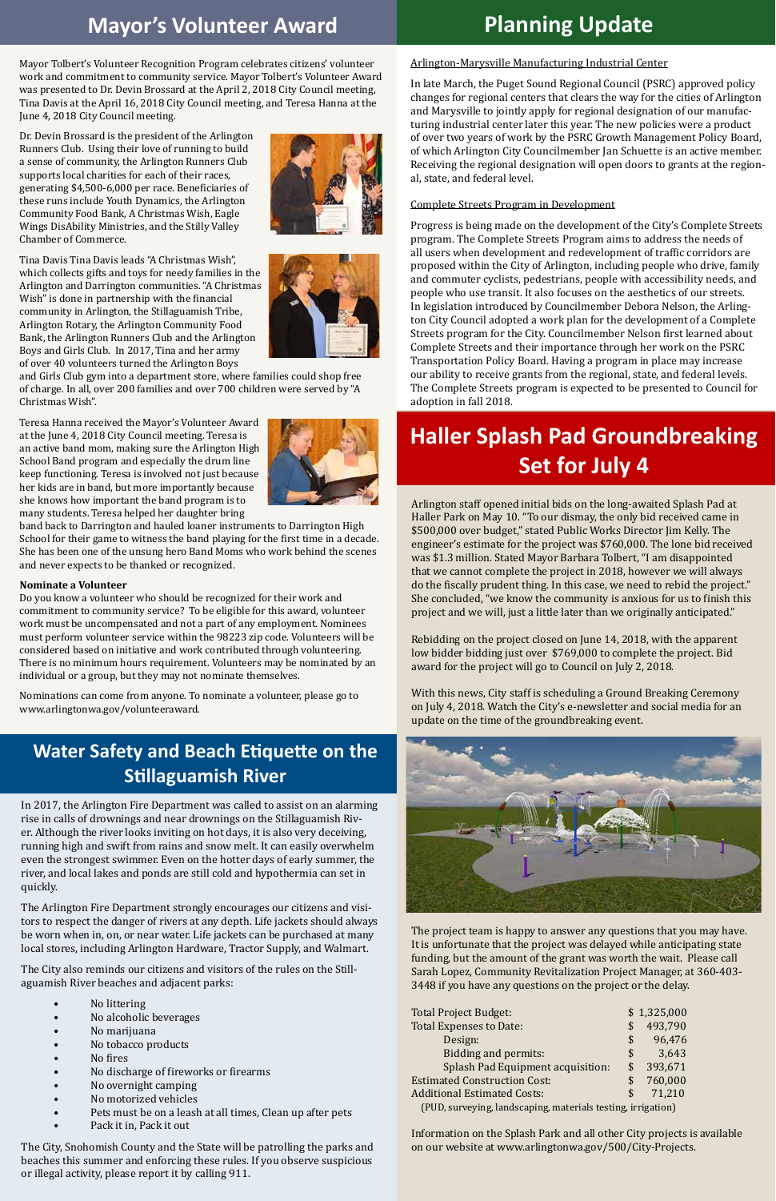## Mayor's Volunteer Award

Mayor Tolbert's Volunteer Recognition Program celebrates citizens' volunteer work and commitment to community service. Mayor Tolbert's Volunteer Award was presented to Dr. Devin Brossard at the April 2, 2018 City Council meeting, Tina Davis at the April 16, 2018 City Council meeting, and Teresa Hanna at the June 4, 2018 City Council meeting.

Dr. Devin Brossard is the president of the Arlington Runners Club. Using their love of running to build a sense of community, the Arlington Runners Club supports local charities for each of their races, generating $4,500-6,000 per race. Beneficiaries of these runs include Youth Dynamics, the Arlington Community Food Bank, A Christmas Wish, Eagle Wings DisAbility Ministries, and the Stilly Valley Chamber of Commerce.

Tina Davis Tina Davis leads "A Christmas Wish", which collects gifts and toys for needy families in the Arlington and Darrington communities. "A Christmas Wish" is done in partnership with the financial community in Arlington, the Stillaguamish Tribe, Arlington Rotary, the Arlington Community Food Bank, the Arlington Runners Club and the Arlington Boys and Girls Club. In 2017, Tina and her army of over 40 volunteers turned the Arlington Boys and Girls Club gym into a department store, where families could shop free of charge. In all, over 200 families and over 700 children were served by "A Christmas Wish".

Teresa Hanna received the Mayor's Volunteer Award at the June 4, 2018 City Council meeting. Teresa is an active band mom, making sure the Arlington High School Band program and especially the drum line keep functioning. Teresa is involved not just because her kids are in band, but more importantly because she knows how important the band program is to many students. Teresa helped her daughter bring band back to Darrington and hauled loaner instruments to Darrington High School for their game to witness the band playing for the first time in a decade. She has been one of the unsung hero Band Moms who work behind the scenes and never expects to be thanked or recognized.

**Nominate a Volunteer**

Do you know a volunteer who should be recognized for their work and commitment to community service? To be eligible for this award, volunteer work must be uncompensated and not a part of any employment. Nominees must perform volunteer service within the 98223 zip code. Volunteers will be considered based on initiative and work contributed through volunteering. There is no minimum hours requirement. Volunteers may be nominated by an individual or a group, but they may not nominate themselves.

Nominations can come from anyone. To nominate a volunteer, please go to www.arlingtonwa.gov/volunteeraward.

## Water Safety and Beach Etiquette on the Stillaguamish River

In 2017, the Arlington Fire Department was called to assist on an alarming rise in calls of drownings and near drownings on the Stillaguamish River. Although the river looks inviting on hot days, it is also very deceiving, running high and swift from rains and snow melt. It can easily overwhelm even the strongest swimmer. Even on the hotter days of early summer, the river, and local lakes and ponds are still cold and hypothermia can set in quickly.

The Arlington Fire Department strongly encourages our citizens and visitors to respect the danger of rivers at any depth. Life jackets should always be worn when in, on, or near water. Life jackets can be purchased at many local stores, including Arlington Hardware, Tractor Supply, and Walmart.

The City also reminds our citizens and visitors of the rules on the Stillaguamish River beaches and adjacent parks:

- No littering
- No alcoholic beverages
- No marijuana
- No tobacco products
- No fires
- No discharge of fireworks or firearms
- No overnight camping
- No motorized vehicles
- Pets must be on a leash at all times, Clean up after pets
- Pack it in, Pack it out

The City, Snohomish County and the State will be patrolling the parks and beaches this summer and enforcing these rules. If you observe suspicious or illegal activity, please report it by calling 911.

## Planning Update

Arlington-Marysville Manufacturing Industrial Center

In late March, the Puget Sound Regional Council (PSRC) approved policy changes for regional centers that clears the way for the cities of Arlington and Marysville to jointly apply for regional designation of our manufacturing industrial center later this year. The new policies were a product of over two years of work by the PSRC Growth Management Policy Board, of which Arlington City Councilmember Jan Schuette is an active member. Receiving the regional designation will open doors to grants at the regional, state, and federal level.

Complete Streets Program in Development

Progress is being made on the development of the City's Complete Streets program. The Complete Streets Program aims to address the needs of all users when development and redevelopment of traffic corridors are proposed within the City of Arlington, including people who drive, family and commuter cyclists, pedestrians, people with accessibility needs, and people who use transit. It also focuses on the aesthetics of our streets. In legislation introduced by Councilmember Debora Nelson, the Arlington City Council adopted a work plan for the development of a Complete Streets program for the City. Councilmember Nelson first learned about Complete Streets and their importance through her work on the PSRC Transportation Policy Board. Having a program in place may increase our ability to receive grants from the regional, state, and federal levels. The Complete Streets program is expected to be presented to Council for adoption in fall 2018.

## Haller Splash Pad Groundbreaking Set for July 4

Arlington staff opened initial bids on the long-awaited Splash Pad at Haller Park on May 10. "To our dismay, the only bid received came in $500,000 over budget," stated Public Works Director Jim Kelly. The engineer's estimate for the project was $760,000. The lone bid received was $1.3 million. Stated Mayor Barbara Tolbert, "I am disappointed that we cannot complete the project in 2018, however we will always do the fiscally prudent thing. In this case, we need to rebid the project." She concluded, "we know the community is anxious for us to finish this project and we will, just a little later than we originally anticipated."

Rebidding on the project closed on June 14, 2018, with the apparent low bidder bidding just over $769,000 to complete the project. Bid award for the project will go to Council on July 2, 2018.

With this news, City staff is scheduling a Ground Breaking Ceremony on July 4, 2018. Watch the City's e-newsletter and social media for an update on the time of the groundbreaking event.

The project team is happy to answer any questions that you may have. It is unfortunate that the project was delayed while anticipating state funding, but the amount of the grant was worth the wait. Please call Sarah Lopez, Community Revitalization Project Manager, at 360-403-3448 if you have any questions on the project or the delay.

| | |
|---|---|
| Total Project Budget: | $ 1,325,000 |
| Total Expenses to Date: | $ 493,790 |
| Design: | $ 96,476 |
| Bidding and permits: | $ 3,643 |
| Splash Pad Equipment acquisition: | $ 393,671 |
| Estimated Construction Cost: | $ 760,000 |
| Additional Estimated Costs: | $ 71,210 |
| (PUD, surveying, landscaping, materials testing, irrigation) | |

Information on the Splash Park and all other City projects is available on our website at www.arlingtonwa.gov/500/City-Projects.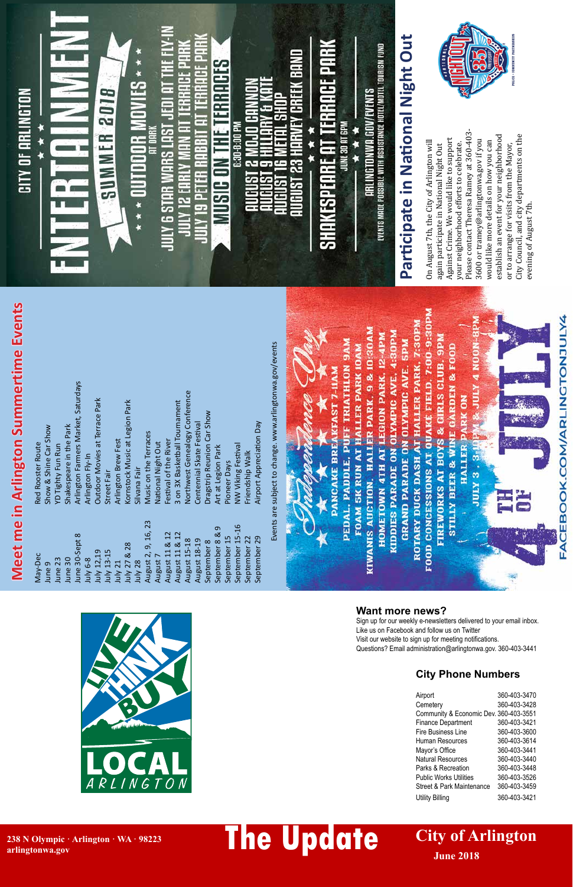# City of Arlington

**June 2018**

# The Update

**238 N Olympic · Arlington · WA · 98223**
**arlingtonwa.gov**

## City Phone Numbers

| | |
|---|---|
| Airport | 360-403-3470 |
| Cemetery | 360-403-3428 |
| Community & Economic Dev. | 360-403-3551 |
| Finance Department | 360-403-3421 |
| Fire Business Line | 360-403-3600 |
| Human Resources | 360-403-3614 |
| Mayor's Office | 360-403-3441 |
| Natural Resources | 360-403-3440 |
| Parks & Recreation | 360-403-3448 |
| Public Works Utilities | 360-403-3526 |
| Street & Park Maintenance | 360-403-3459 |
| Utility Billing | 360-403-3421 |

## Want more news?

Sign up for our weekly e-newsletters delivered to your email inbox.
Like us on Facebook and follow us on Twitter
Visit our website to sign up for meeting notifications.
Questions? Email administration@arlingtonwa.gov. 360-403-3441

LIVE THINK BUY LOCAL ARLINGTON

## Meet me in Arlington Summertime Events

| | |
|---|---|
| May-Dec | Red Rooster Route |
| June 9 | Show & Shine Car Show |
| June 23 | YD Tighty Fun Run |
| June 30 | Shakespeare in the Park |
| June 30-Sept 8 | Arlington Farmers Market, Saturdays |
| July 6-8 | Arlington Fly-In |
| July 12,19 | Outdoor Movies at Terrace Park |
| July 13-15 | Street Fair |
| July 21 | Arlington Brew Fest |
| July 27 & 28 | Kornstock Music at Legion Park |
| July 28 | Silvana Fair |
| August 2, 9, 16, 23 | Music on the Terraces |
| August 7 | National Night Out |
| August 11 & 12 | Festival of the River |
| August 11 & 12 | 3 on 3X Basketball Tournament |
| August 15-18 | Northwest Genealogy Conference |
| August 18-19 | Centennial Skate Festival |
| September 8 | Dragstrip Reunion Car Show |
| September 8 & 9 | Art at Legion Park |
| September 15 | Pioneer Days |
| September 15-16 | NW Viking Festival |
| September 22 | Friendship Walk |
| September 29 | Airport Appreciation Day |

Events are subject to change. www.arlingtonwa.gov/events

## Independence Day

PANCAKE BREAKFAST 7-11AM
PEDAL, PADDLE, PUFF TRIATHLON 9AM
FOAM 5K RUN AT HALLER PARK 10AM
KIWANIS AUCTION, HALLER PARK, 9 & 10:30AM
HOMETOWN 4TH AT LEGION PARK, 12-4PM
KIDDIES PARADE ON OLYMPIC AVE. 4:30PM
GRAND PARADE ON OLYMPIC AVE. 5PM
ROTARY DUCK DASH AT HALLER PARK, 7:30PM
FOOD CONCESSIONS AT QUAKE FIELD, 7:00-9:30PM
FIREWORKS AT BOYS & GIRLS CLUB. 9PM
STILLY BEER & WINE GARDEN & FOOD
HALLER PARK ON
JULY 3 , 3-10PM & JULY 4 NOON-8PM

4TH OF JULY
FACEBOOK.COM/ARLINGTONJULY4

## City of Arlington Entertainment

**SUMMER 2018**

★★★ OUTDOOR MOVIES ★★★
AT DARK

JULY 6 STAR WARS LAST JEDI AT THE FLY-IN
JULY 12 EARLY MAN AT TERRACE PARK
JULY 19 PETER RABBIT AT TERRACE PARK

**MUSIC ON THE TERRACES**
6:30-8:00 PM

AUGUST 2 MOJO CANNON
AUGUST 9 HILLARY & KATE
AUGUST 16 METAL SHOP
AUGUST 23 HARVEY CREEK BAND

**SHAKESPEARE AT TERRACE PARK**
JUNE 30 AT 6PM

ARLINGTONWA.GOV/EVENTS
EVENTS MADE POSSIBLE WITH ASSISTANCE HOTEL/MOTEL TOURISM FUND

## Participate in National Night Out

On August 7th, the City of Arlington will again participate in National Night Out Against Crime. We would like to support your neighborhood efforts to celebrate. Please contact Theresa Ramey at 360-403-3600 or tramey@arlingtonwa.gov if you would like more details on how you can establish an event for your neighborhood or to arrange for visits from the Mayor, City Council, and city departments on the evening of August 7th.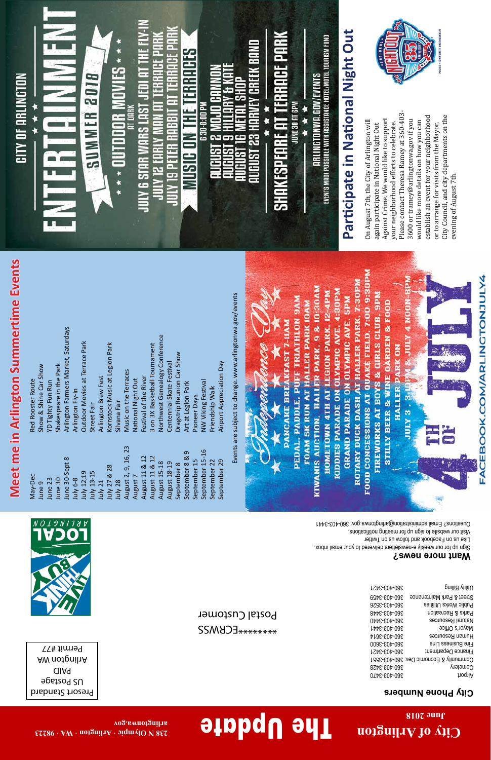# City of Arlington

**June 2018**

# The Update

**238 N Olympic · Arlington · WA · 98223**
**arlingtonwa.gov**

Presort Standard
US Postage
PAID
Arlington WA
Permit #77

*********ECRWSS

Postal Customer

LIVE THINK BUY LOCAL ARLINGTON

## City Phone Numbers

| | |
|---|---|
| Airport | 360-403-3470 |
| Cemetery | 360-403-3428 |
| Community & Economic Dev. | 360-403-3551 |
| Finance Department | 360-403-3421 |
| Fire Business Line | 360-403-3600 |
| Human Resources | 360-403-3414 |
| Mayor's Office | 360-403-3441 |
| Natural Resources | 360-403-3440 |
| Parks & Recreation | 360-403-3448 |
| Public Works Utilities | 360-403-3526 |
| Street & Park Maintenance | 360-403-3459 |
| Utility Billing | 360-403-3421 |

### Want more news?

Sign up for our weekly e-newsletters delivered to your email inbox.
Like us on Facebook and follow us on Twitter
Visit our website to sign up for meeting notifications.
Questions? Email administration@arlingtonwa.gov, 360-403-3441

## Meet me in Arlington Summertime Events

| | |
|---|---|
| May-Dec | Red Rooster Route |
| June 9 | Show & Shine Car Show |
| June 23 | YD Tighty Fun Run |
| June 30 | Shakespeare in the Park |
| June 30-Sept 8 | Arlington Farmers Market, Saturdays |
| July 6-8 | Arlington Fly-In |
| July 12,19 | Outdoor Movies at Terrace Park |
| July 13-15 | Street Fair |
| July 21 | Arlington Brew Fest |
| July 27 & 28 | Kornstock Music at Legion Park |
| July 28 | Silvana Fair |
| August 2, 9, 16, 23 | Music on the Terraces |
| August 7 | National Night Out |
| August 11 & 12 | Festival of the River |
| August 11 & 12 | 3 on 3X Basketball Tournament |
| August 15-18 | Northwest Genealogy Conference |
| August 18-19 | Centennial Skate Festival |
| September 8 | Dragstrip Reunion Car Show |
| September 8 & 9 | Art at Legion Park |
| September 15 | Pioneer Days |
| September 15-16 | NW Viking Festival |
| September 22 | Friendship Walk |
| September 29 | Airport Appreciation Day |

Events are subject to change. www.arlingtonwa.gov/events

## Independence Day

PANCAKE BREAKFAST 7-11AM
PEDAL, PADDLE, PUFF TRIATHLON 9AM
FOAM 5K RUN AT HALLER PARK 10AM
KIWANIS AUCTION, HALLER PARK 9 & 10:30AM
HOMETOWN 4TH AT LEGION PARK 12-4PM
KIDDIES PARADE ON OLYMPIC AVE. 4:30PM
GRAND PARADE ON OLYMPIC AVE. 5PM
ROTARY DUCK DASH AT HALLER PARK 7:30PM
FOOD CONCESSIONS AT QUAKE FIELD 7:00-9:30PM
FIREWORKS AT BOYS & GIRLS CLUB 9PM
STILLY BEER & WINE GARDEN & FOOD HALLER PARK ON
JULY 3, 3-10PM & JULY 4 NOON-8PM

# 4TH OF JULY

FACEBOOK.COM/ARLINGTONJULY4

## City of Arlington Entertainment Summer 2018

### Outdoor Movies at Dark

JULY 6 STAR WARS LAST JEDI AT THE FLY-IN
JULY 12 EARLY MAN AT TERRACE PARK
JULY 19 PETER RABBIT AT TERRACE PARK

### Music on the Terraces 6:30-8:00 PM

AUGUST 2 MOJO CANNON
AUGUST 9 HILLARY & KATE
AUGUST 16 METAL SHOP
AUGUST 23 HARVEY CREEK BAND

### Shakespeare at Terrace Park

JUNE 30 AT 6PM

ARLINGTONWA.GOV/EVENTS
EVENTS MADE POSSIBLE WITH ASSISTANCE HOTEL/MOTEL TOURISM FUND

## Participate in National Night Out

On August 7th, the City of Arlington will again participate in National Night Out Against Crime. We would like to support your neighborhood efforts to celebrate. Please contact Theresa Ramey at 360-403-3600 or tramey@arlingtonwa.gov if you would like more details on how you can establish an event for your neighborhood or to arrange for visits from the Mayor, City Council, and city departments on the evening of August 7th.